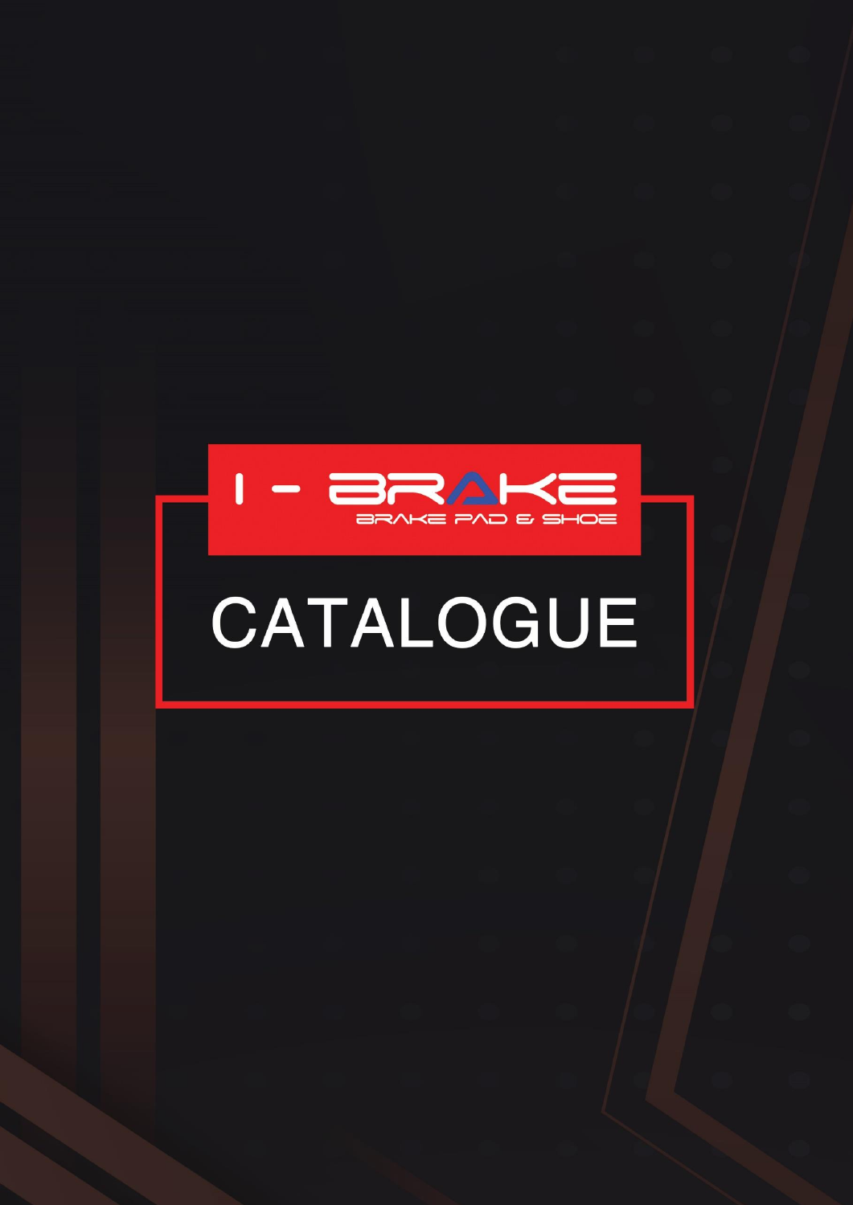I - BRAKE

BRAKE PAD & SHOE

# CATALOGUE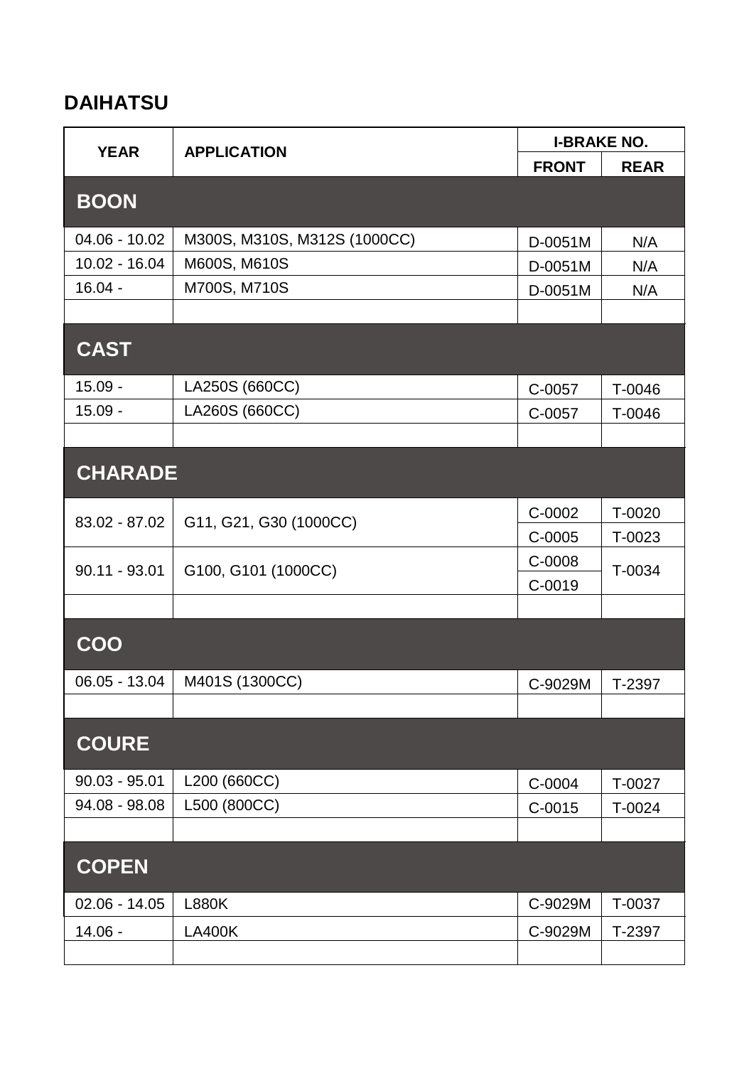## DAIHATSU

| YEAR | APPLICATION | I-BRAKE NO. | |
|---|---|---|---|
| | | FRONT | REAR |
| **BOON** | | | |
| 04.06 - 10.02 | M300S, M310S, M312S (1000CC) | D-0051M | N/A |
| 10.02 - 16.04 | M600S, M610S | D-0051M | N/A |
| 16.04 - | M700S, M710S | D-0051M | N/A |
| | | | |
| **CAST** | | | |
| 15.09 - | LA250S (660CC) | C-0057 | T-0046 |
| 15.09 - | LA260S (660CC) | C-0057 | T-0046 |
| | | | |
| **CHARADE** | | | |
| 83.02 - 87.02 | G11, G21, G30 (1000CC) | C-0002 | T-0020 |
| | | C-0005 | T-0023 |
| 90.11 - 93.01 | G100, G101 (1000CC) | C-0008 | T-0034 |
| | | C-0019 | |
| | | | |
| **COO** | | | |
| 06.05 - 13.04 | M401S (1300CC) | C-9029M | T-2397 |
| | | | |
| **COURE** | | | |
| 90.03 - 95.01 | L200 (660CC) | C-0004 | T-0027 |
| 94.08 - 98.08 | L500 (800CC) | C-0015 | T-0024 |
| | | | |
| **COPEN** | | | |
| 02.06 - 14.05 | L880K | C-9029M | T-0037 |
| 14.06 - | LA400K | C-9029M | T-2397 |
| | | | |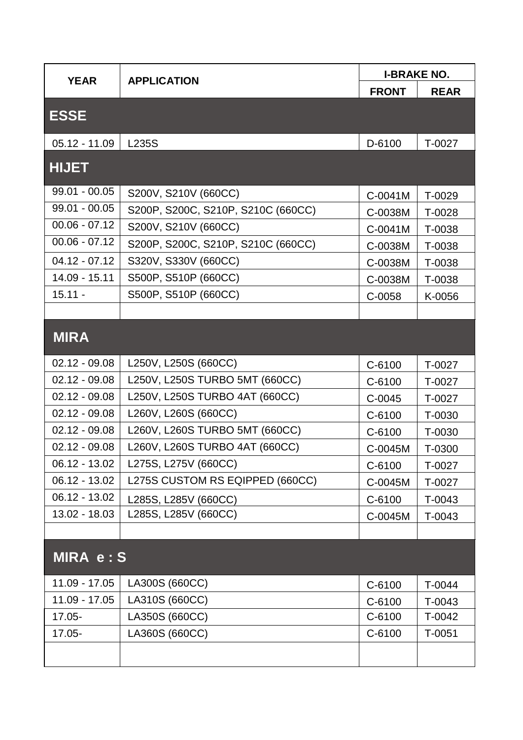| YEAR | APPLICATION | I-BRAKE NO. | |
|---|---|---|---|
| | | FRONT | REAR |
| **ESSE** | | | |
| 05.12 - 11.09 | L235S | D-6100 | T-0027 |
| **HIJET** | | | |
| 99.01 - 00.05 | S200V, S210V (660CC) | C-0041M | T-0029 |
| 99.01 - 00.05 | S200P, S200C, S210P, S210C (660CC) | C-0038M | T-0028 |
| 00.06 - 07.12 | S200V, S210V (660CC) | C-0041M | T-0038 |
| 00.06 - 07.12 | S200P, S200C, S210P, S210C (660CC) | C-0038M | T-0038 |
| 04.12 - 07.12 | S320V, S330V (660CC) | C-0038M | T-0038 |
| 14.09 - 15.11 | S500P, S510P (660CC) | C-0038M | T-0038 |
| 15.11 - | S500P, S510P (660CC) | C-0058 | K-0056 |
| | | | |
| **MIRA** | | | |
| 02.12 - 09.08 | L250V, L250S (660CC) | C-6100 | T-0027 |
| 02.12 - 09.08 | L250V, L250S TURBO 5MT (660CC) | C-6100 | T-0027 |
| 02.12 - 09.08 | L250V, L250S TURBO 4AT (660CC) | C-0045 | T-0027 |
| 02.12 - 09.08 | L260V, L260S (660CC) | C-6100 | T-0030 |
| 02.12 - 09.08 | L260V, L260S TURBO 5MT (660CC) | C-6100 | T-0030 |
| 02.12 - 09.08 | L260V, L260S TURBO 4AT (660CC) | C-0045M | T-0300 |
| 06.12 - 13.02 | L275S, L275V (660CC) | C-6100 | T-0027 |
| 06.12 - 13.02 | L275S CUSTOM RS EQIPPED (660CC) | C-0045M | T-0027 |
| 06.12 - 13.02 | L285S, L285V (660CC) | C-6100 | T-0043 |
| 13.02 - 18.03 | L285S, L285V (660CC) | C-0045M | T-0043 |
| | | | |
| **MIRA e : S** | | | |
| 11.09 - 17.05 | LA300S (660CC) | C-6100 | T-0044 |
| 11.09 - 17.05 | LA310S (660CC) | C-6100 | T-0043 |
| 17.05- | LA350S (660CC) | C-6100 | T-0042 |
| 17.05- | LA360S (660CC) | C-6100 | T-0051 |
| | | | |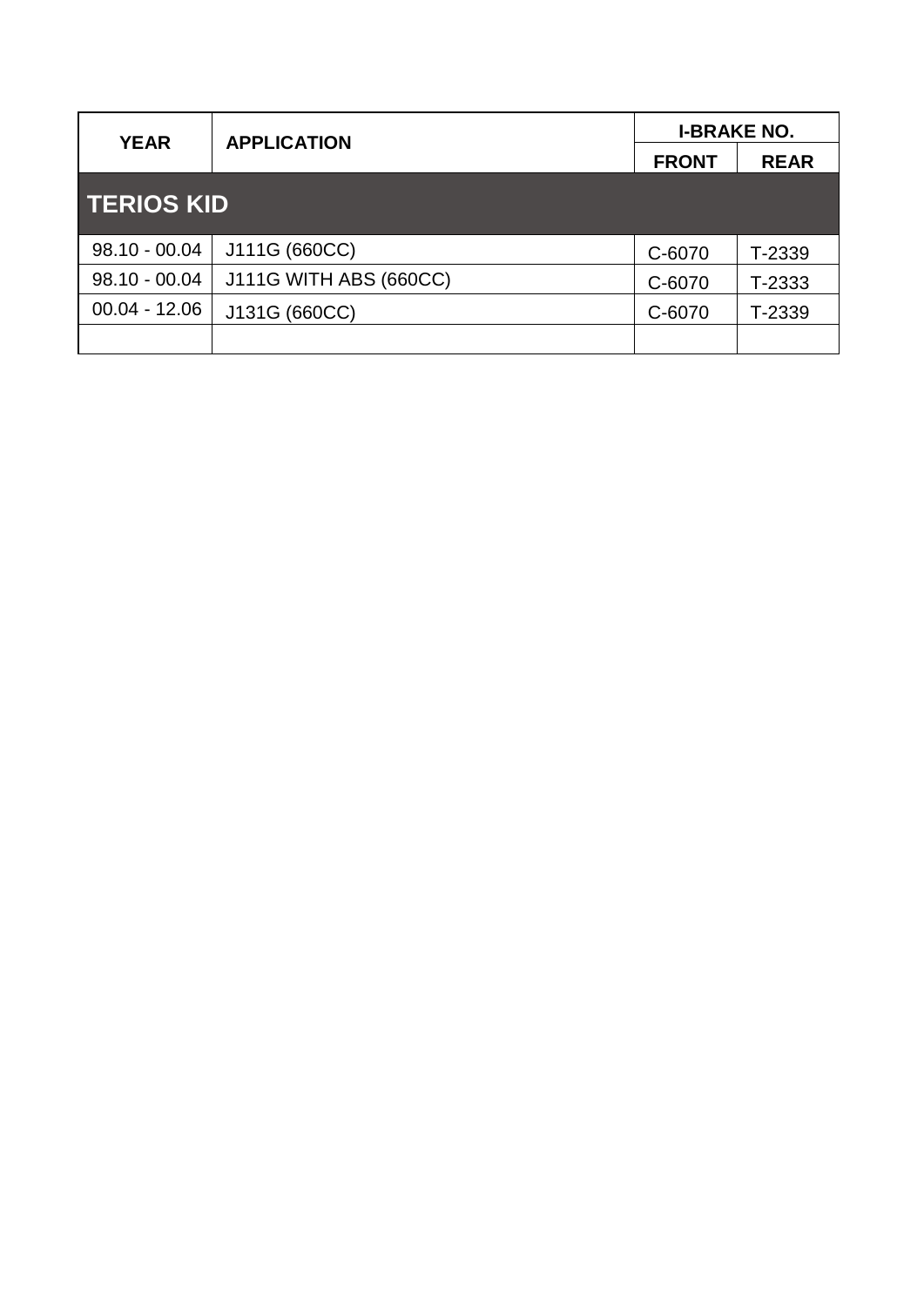| YEAR | APPLICATION | I-BRAKE NO. | |
|---|---|---|---|
| | | FRONT | REAR |
| **TERIOS KID** | | | |
| 98.10 - 00.04 | J111G (660CC) | C-6070 | T-2339 |
| 98.10 - 00.04 | J111G WITH ABS (660CC) | C-6070 | T-2333 |
| 00.04 - 12.06 | J131G (660CC) | C-6070 | T-2339 |
| | | | |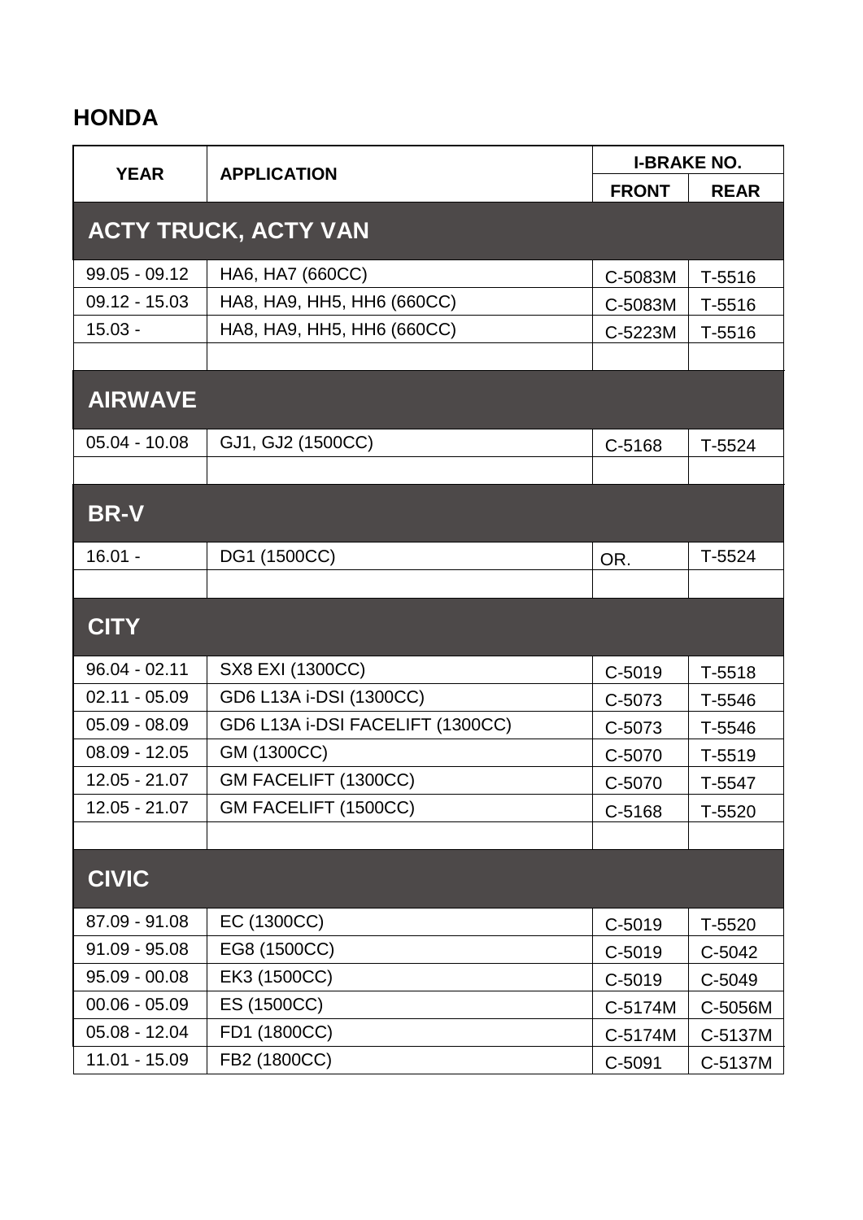## HONDA

| YEAR | APPLICATION | I-BRAKE NO. | |
|---|---|---|---|
| | | FRONT | REAR |
| **ACTY TRUCK, ACTY VAN** | | | |
| 99.05 - 09.12 | HA6, HA7 (660CC) | C-5083M | T-5516 |
| 09.12 - 15.03 | HA8, HA9, HH5, HH6 (660CC) | C-5083M | T-5516 |
| 15.03 - | HA8, HA9, HH5, HH6 (660CC) | C-5223M | T-5516 |
| | | | |
| **AIRWAVE** | | | |
| 05.04 - 10.08 | GJ1, GJ2 (1500CC) | C-5168 | T-5524 |
| | | | |
| **BR-V** | | | |
| 16.01 - | DG1 (1500CC) | OR. | T-5524 |
| | | | |
| **CITY** | | | |
| 96.04 - 02.11 | SX8 EXI (1300CC) | C-5019 | T-5518 |
| 02.11 - 05.09 | GD6 L13A i-DSI (1300CC) | C-5073 | T-5546 |
| 05.09 - 08.09 | GD6 L13A i-DSI FACELIFT (1300CC) | C-5073 | T-5546 |
| 08.09 - 12.05 | GM (1300CC) | C-5070 | T-5519 |
| 12.05 - 21.07 | GM FACELIFT (1300CC) | C-5070 | T-5547 |
| 12.05 - 21.07 | GM FACELIFT (1500CC) | C-5168 | T-5520 |
| | | | |
| **CIVIC** | | | |
| 87.09 - 91.08 | EC (1300CC) | C-5019 | T-5520 |
| 91.09 - 95.08 | EG8 (1500CC) | C-5019 | C-5042 |
| 95.09 - 00.08 | EK3 (1500CC) | C-5019 | C-5049 |
| 00.06 - 05.09 | ES (1500CC) | C-5174M | C-5056M |
| 05.08 - 12.04 | FD1 (1800CC) | C-5174M | C-5137M |
| 11.01 - 15.09 | FB2 (1800CC) | C-5091 | C-5137M |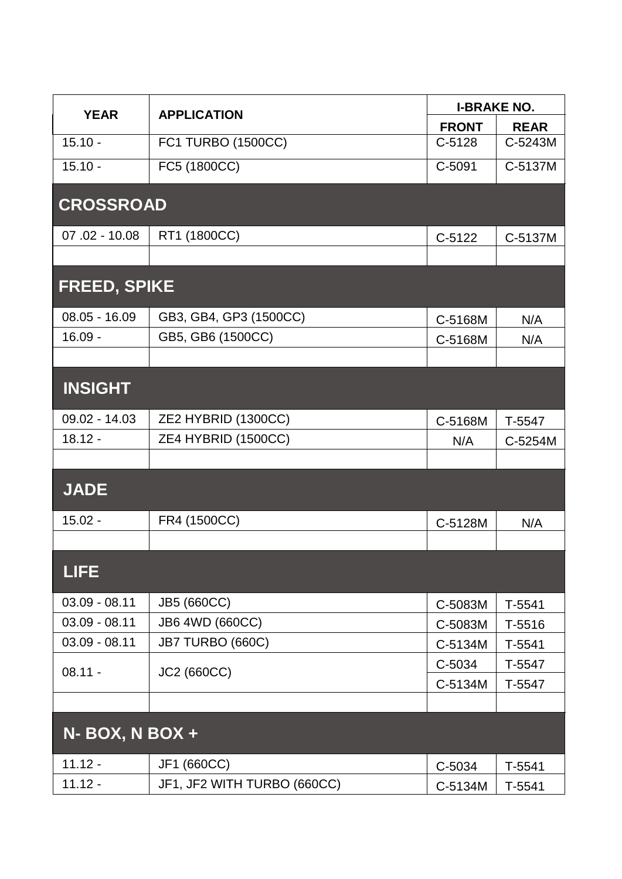| YEAR | APPLICATION | I-BRAKE NO. | |
|---|---|---|---|
| | | FRONT | REAR |
| 15.10 - | FC1 TURBO (1500CC) | C-5128 | C-5243M |
| 15.10 - | FC5 (1800CC) | C-5091 | C-5137M |
| **CROSSROAD** | | | |
| 07 .02 - 10.08 | RT1 (1800CC) | C-5122 | C-5137M |
| | | | |
| **FREED, SPIKE** | | | |
| 08.05 - 16.09 | GB3, GB4, GP3 (1500CC) | C-5168M | N/A |
| 16.09 - | GB5, GB6 (1500CC) | C-5168M | N/A |
| | | | |
| **INSIGHT** | | | |
| 09.02 - 14.03 | ZE2 HYBRID (1300CC) | C-5168M | T-5547 |
| 18.12 - | ZE4 HYBRID (1500CC) | N/A | C-5254M |
| | | | |
| **JADE** | | | |
| 15.02 - | FR4 (1500CC) | C-5128M | N/A |
| | | | |
| **LIFE** | | | |
| 03.09 - 08.11 | JB5 (660CC) | C-5083M | T-5541 |
| 03.09 - 08.11 | JB6 4WD (660CC) | C-5083M | T-5516 |
| 03.09 - 08.11 | JB7 TURBO (660C) | C-5134M | T-5541 |
| 08.11 - | JC2 (660CC) | C-5034 | T-5547 |
| | | C-5134M | T-5547 |
| | | | |
| **N- BOX, N BOX +** | | | |
| 11.12 - | JF1 (660CC) | C-5034 | T-5541 |
| 11.12 - | JF1, JF2 WITH TURBO (660CC) | C-5134M | T-5541 |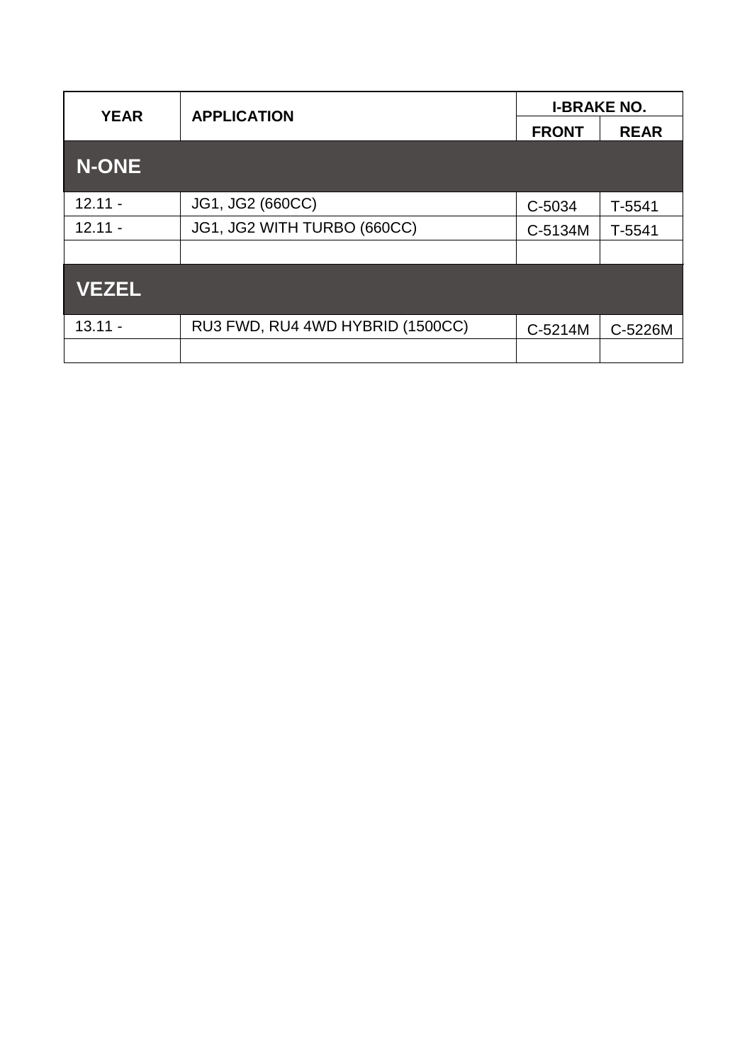| YEAR | APPLICATION | I-BRAKE NO. | |
|---|---|---|---|
| | | FRONT | REAR |
| **N-ONE** | | | |
| 12.11 - | JG1, JG2 (660CC) | C-5034 | T-5541 |
| 12.11 - | JG1, JG2 WITH TURBO (660CC) | C-5134M | T-5541 |
| | | | |
| **VEZEL** | | | |
| 13.11 - | RU3 FWD, RU4 4WD HYBRID (1500CC) | C-5214M | C-5226M |
| | | | |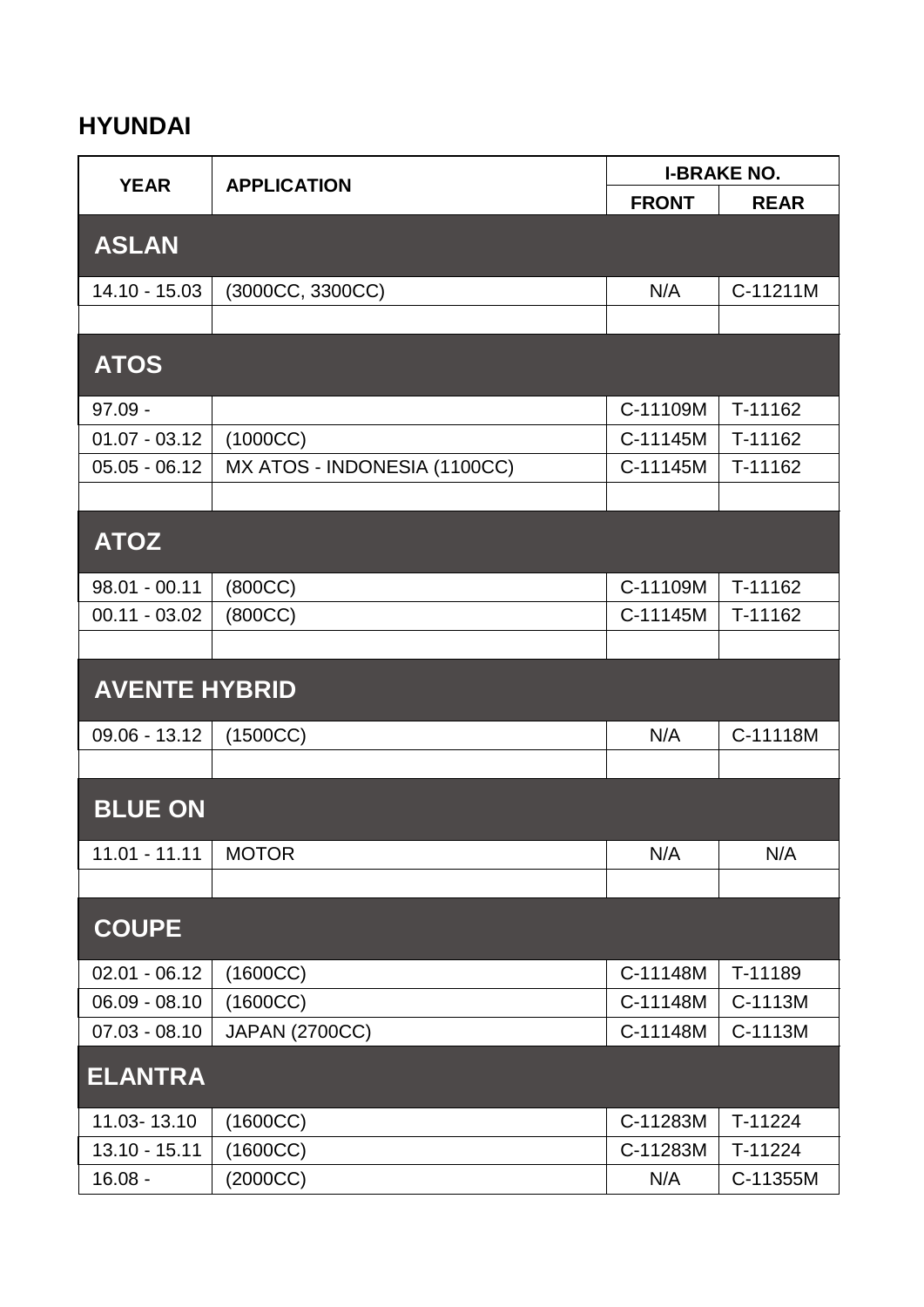## HYUNDAI

| YEAR | APPLICATION | I-BRAKE NO. | |
|---|---|---|---|
| | | FRONT | REAR |
| **ASLAN** | | | |
| 14.10 - 15.03 | (3000CC, 3300CC) | N/A | C-11211M |
| | | | |
| **ATOS** | | | |
| 97.09 - | | C-11109M | T-11162 |
| 01.07 - 03.12 | (1000CC) | C-11145M | T-11162 |
| 05.05 - 06.12 | MX ATOS - INDONESIA (1100CC) | C-11145M | T-11162 |
| | | | |
| **ATOZ** | | | |
| 98.01 - 00.11 | (800CC) | C-11109M | T-11162 |
| 00.11 - 03.02 | (800CC) | C-11145M | T-11162 |
| | | | |
| **AVENTE HYBRID** | | | |
| 09.06 - 13.12 | (1500CC) | N/A | C-11118M |
| | | | |
| **BLUE ON** | | | |
| 11.01 - 11.11 | MOTOR | N/A | N/A |
| | | | |
| **COUPE** | | | |
| 02.01 - 06.12 | (1600CC) | C-11148M | T-11189 |
| 06.09 - 08.10 | (1600CC) | C-11148M | C-1113M |
| 07.03 - 08.10 | JAPAN (2700CC) | C-11148M | C-1113M |
| **ELANTRA** | | | |
| 11.03- 13.10 | (1600CC) | C-11283M | T-11224 |
| 13.10 - 15.11 | (1600CC) | C-11283M | T-11224 |
| 16.08 - | (2000CC) | N/A | C-11355M |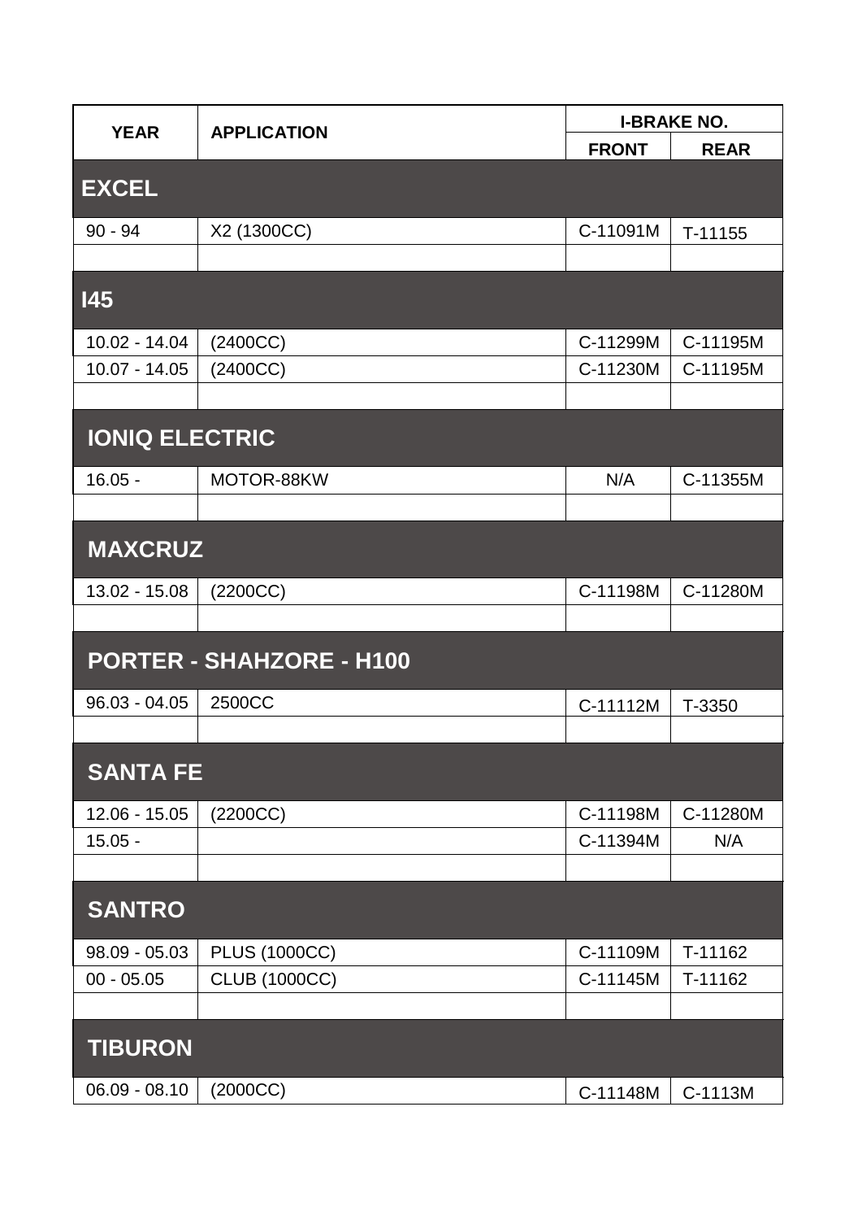| YEAR | APPLICATION | I-BRAKE NO. | |
|---|---|---|---|
| | | FRONT | REAR |
| **EXCEL** | | | |
| 90 - 94 | X2 (1300CC) | C-11091M | T-11155 |
| | | | |
| **I45** | | | |
| 10.02 - 14.04 | (2400CC) | C-11299M | C-11195M |
| 10.07 - 14.05 | (2400CC) | C-11230M | C-11195M |
| | | | |
| **IONIQ ELECTRIC** | | | |
| 16.05 - | MOTOR-88KW | N/A | C-11355M |
| | | | |
| **MAXCRUZ** | | | |
| 13.02 - 15.08 | (2200CC) | C-11198M | C-11280M |
| | | | |
| **PORTER - SHAHZORE - H100** | | | |
| 96.03 - 04.05 | 2500CC | C-11112M | T-3350 |
| | | | |
| **SANTA FE** | | | |
| 12.06 - 15.05 | (2200CC) | C-11198M | C-11280M |
| 15.05 - | | C-11394M | N/A |
| | | | |
| **SANTRO** | | | |
| 98.09 - 05.03 | PLUS (1000CC) | C-11109M | T-11162 |
| 00 - 05.05 | CLUB (1000CC) | C-11145M | T-11162 |
| | | | |
| **TIBURON** | | | |
| 06.09 - 08.10 | (2000CC) | C-11148M | C-1113M |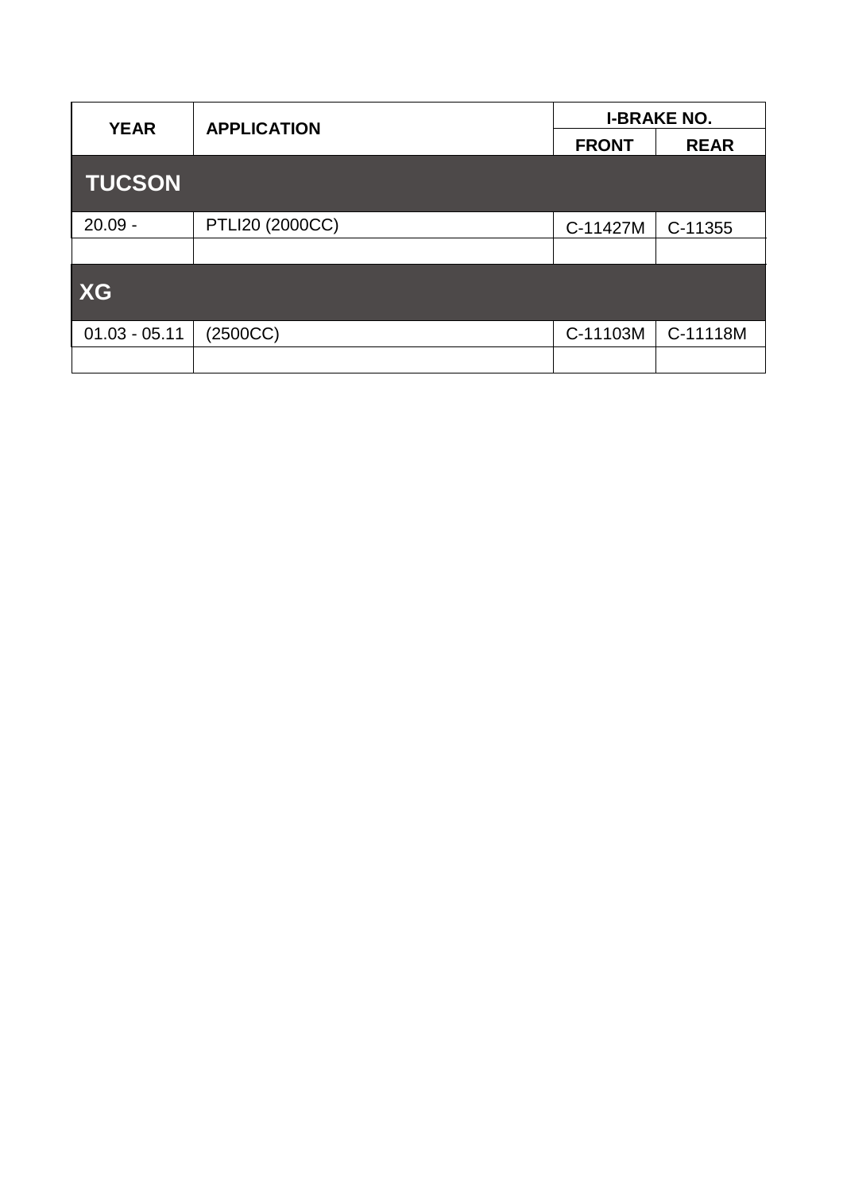| YEAR | APPLICATION | I-BRAKE NO. | |
|---|---|---|---|
| | | FRONT | REAR |
| **TUCSON** | | | |
| 20.09 - | PTLI20 (2000CC) | C-11427M | C-11355 |
| | | | |
| **XG** | | | |
| 01.03 - 05.11 | (2500CC) | C-11103M | C-11118M |
| | | | |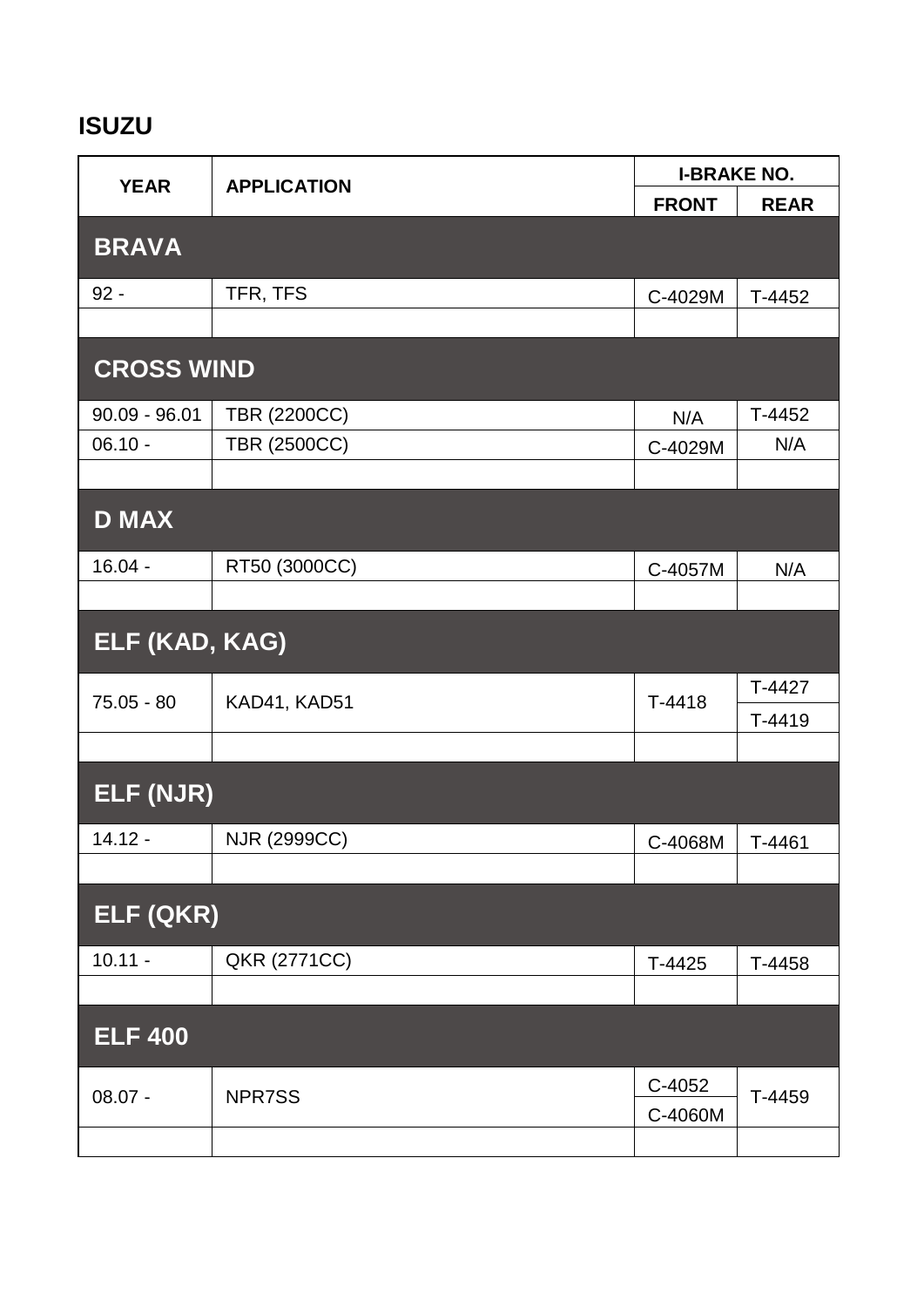# ISUZU

| YEAR | APPLICATION | I-BRAKE NO. | |
|---|---|---|---|
| | | FRONT | REAR |
| **BRAVA** | | | |
| 92 - | TFR, TFS | C-4029M | T-4452 |
| | | | |
| **CROSS WIND** | | | |
| 90.09 - 96.01 | TBR (2200CC) | N/A | T-4452 |
| 06.10 - | TBR (2500CC) | C-4029M | N/A |
| | | | |
| **D MAX** | | | |
| 16.04 - | RT50 (3000CC) | C-4057M | N/A |
| | | | |
| **ELF (KAD, KAG)** | | | |
| 75.05 - 80 | KAD41, KAD51 | T-4418 | T-4427 |
| | | | T-4419 |
| | | | |
| **ELF (NJR)** | | | |
| 14.12 - | NJR (2999CC) | C-4068M | T-4461 |
| | | | |
| **ELF (QKR)** | | | |
| 10.11 - | QKR (2771CC) | T-4425 | T-4458 |
| | | | |
| **ELF 400** | | | |
| 08.07 - | NPR7SS | C-4052 | T-4459 |
| | | C-4060M | |
| | | | |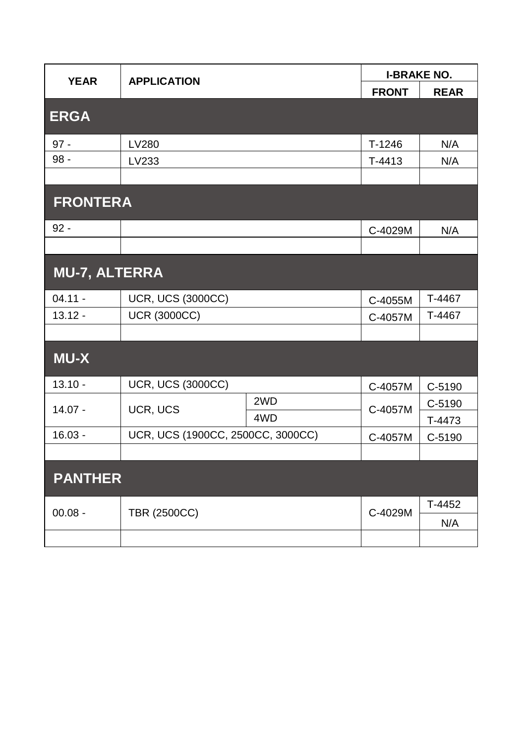| YEAR | APPLICATION | | I-BRAKE NO. | |
|---|---|---|---|---|
| | | | FRONT | REAR |
| **ERGA** | | | | |
| 97 - | LV280 | | T-1246 | N/A |
| 98 - | LV233 | | T-4413 | N/A |
| | | | | |
| **FRONTERA** | | | | |
| 92 - | | | C-4029M | N/A |
| | | | | |
| **MU-7, ALTERRA** | | | | |
| 04.11 - | UCR, UCS (3000CC) | | C-4055M | T-4467 |
| 13.12 - | UCR (3000CC) | | C-4057M | T-4467 |
| | | | | |
| **MU-X** | | | | |
| 13.10 - | UCR, UCS (3000CC) | | C-4057M | C-5190 |
| 14.07 - | UCR, UCS | 2WD | C-4057M | C-5190 |
| | | 4WD | | T-4473 |
| 16.03 - | UCR, UCS (1900CC, 2500CC, 3000CC) | | C-4057M | C-5190 |
| | | | | |
| **PANTHER** | | | | |
| 00.08 - | TBR (2500CC) | | C-4029M | T-4452 |
| | | | | N/A |
| | | | | |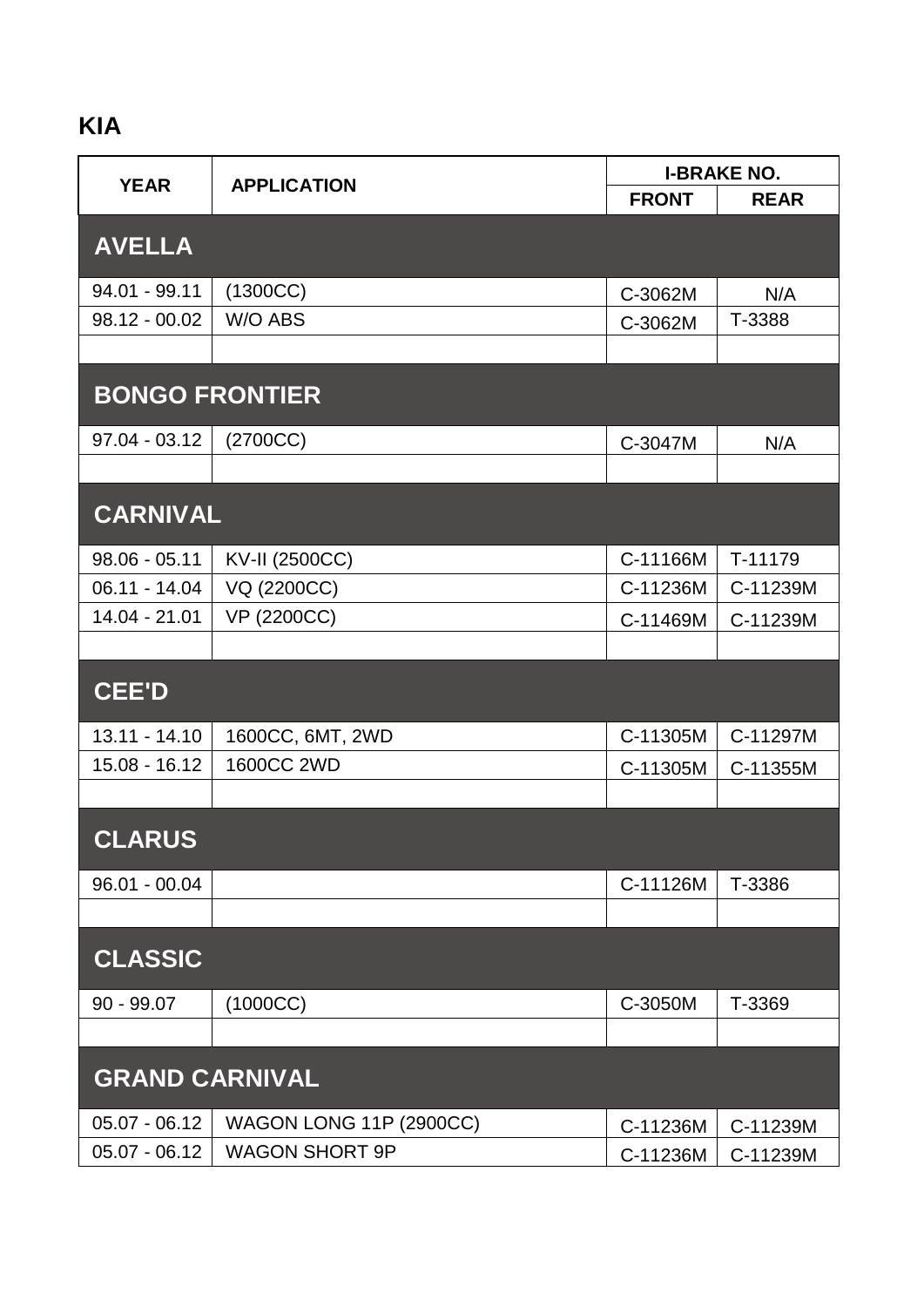# KIA

| YEAR | APPLICATION | I-BRAKE NO. | |
|---|---|---|---|
| | | FRONT | REAR |
| **AVELLA** | | | |
| 94.01 - 99.11 | (1300CC) | C-3062M | N/A |
| 98.12 - 00.02 | W/O ABS | C-3062M | T-3388 |
| | | | |
| **BONGO FRONTIER** | | | |
| 97.04 - 03.12 | (2700CC) | C-3047M | N/A |
| | | | |
| **CARNIVAL** | | | |
| 98.06 - 05.11 | KV-II (2500CC) | C-11166M | T-11179 |
| 06.11 - 14.04 | VQ (2200CC) | C-11236M | C-11239M |
| 14.04 - 21.01 | VP (2200CC) | C-11469M | C-11239M |
| | | | |
| **CEE'D** | | | |
| 13.11 - 14.10 | 1600CC, 6MT, 2WD | C-11305M | C-11297M |
| 15.08 - 16.12 | 1600CC 2WD | C-11305M | C-11355M |
| | | | |
| **CLARUS** | | | |
| 96.01 - 00.04 | | C-11126M | T-3386 |
| | | | |
| **CLASSIC** | | | |
| 90 - 99.07 | (1000CC) | C-3050M | T-3369 |
| | | | |
| **GRAND CARNIVAL** | | | |
| 05.07 - 06.12 | WAGON LONG 11P (2900CC) | C-11236M | C-11239M |
| 05.07 - 06.12 | WAGON SHORT 9P | C-11236M | C-11239M |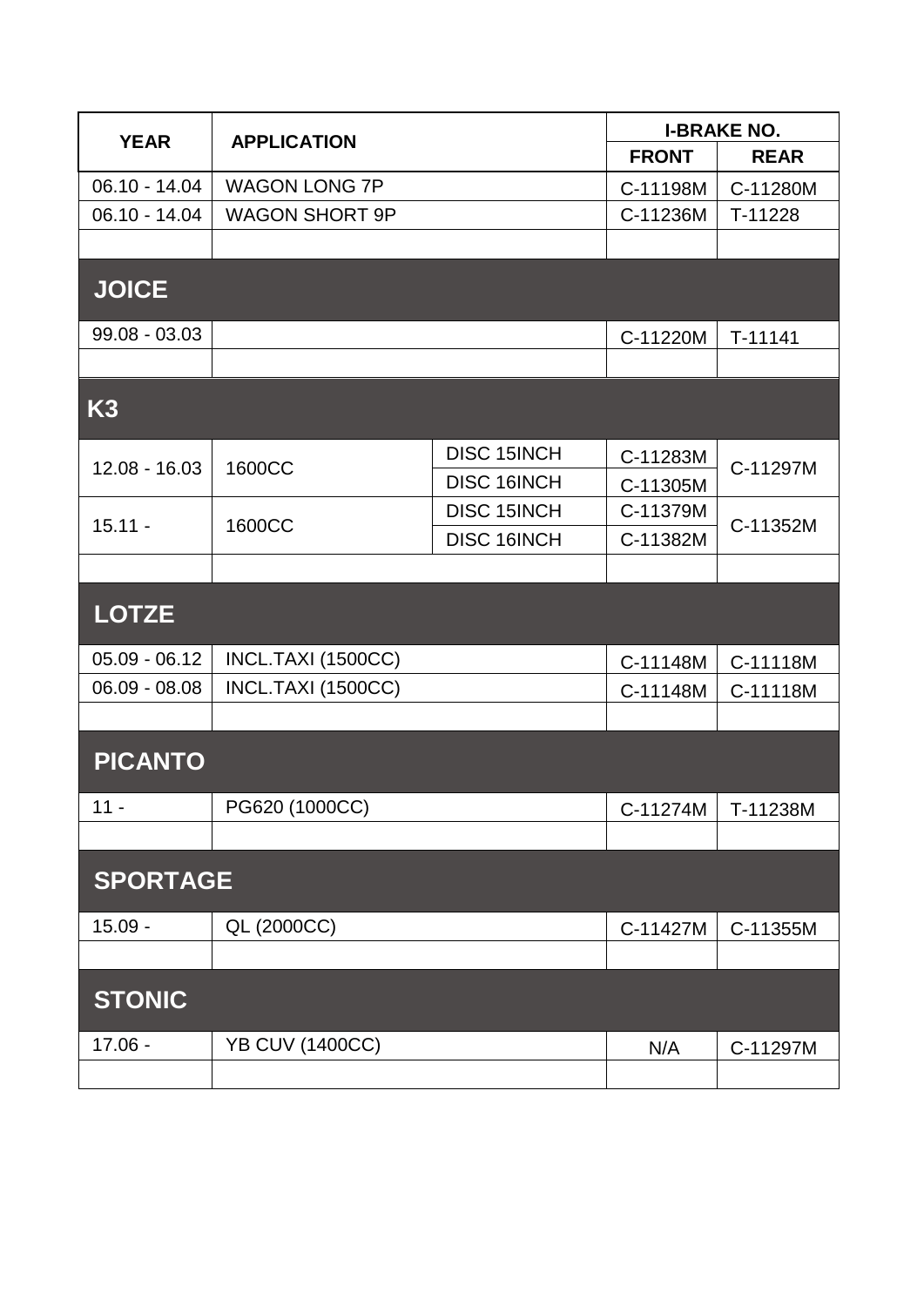| YEAR | APPLICATION | | I-BRAKE NO. | |
|---|---|---|---|---|
| | | | FRONT | REAR |
| 06.10 - 14.04 | WAGON LONG 7P | | C-11198M | C-11280M |
| 06.10 - 14.04 | WAGON SHORT 9P | | C-11236M | T-11228 |

## JOICE

| YEAR | APPLICATION | | FRONT | REAR |
|---|---|---|---|---|
| 99.08 - 03.03 | | | C-11220M | T-11141 |

## K3

| YEAR | APPLICATION | | FRONT | REAR |
|---|---|---|---|---|
| 12.08 - 16.03 | 1600CC | DISC 15INCH | C-11283M | C-11297M |
| | | DISC 16INCH | C-11305M | |
| 15.11 - | 1600CC | DISC 15INCH | C-11379M | C-11352M |
| | | DISC 16INCH | C-11382M | |

## LOTZE

| YEAR | APPLICATION | | FRONT | REAR |
|---|---|---|---|---|
| 05.09 - 06.12 | INCL.TAXI (1500CC) | | C-11148M | C-11118M |
| 06.09 - 08.08 | INCL.TAXI (1500CC) | | C-11148M | C-11118M |

## PICANTO

| YEAR | APPLICATION | | FRONT | REAR |
|---|---|---|---|---|
| 11 - | PG620 (1000CC) | | C-11274M | T-11238M |

## SPORTAGE

| YEAR | APPLICATION | | FRONT | REAR |
|---|---|---|---|---|
| 15.09 - | QL (2000CC) | | C-11427M | C-11355M |

## STONIC

| YEAR | APPLICATION | | FRONT | REAR |
|---|---|---|---|---|
| 17.06 - | YB CUV (1400CC) | | N/A | C-11297M |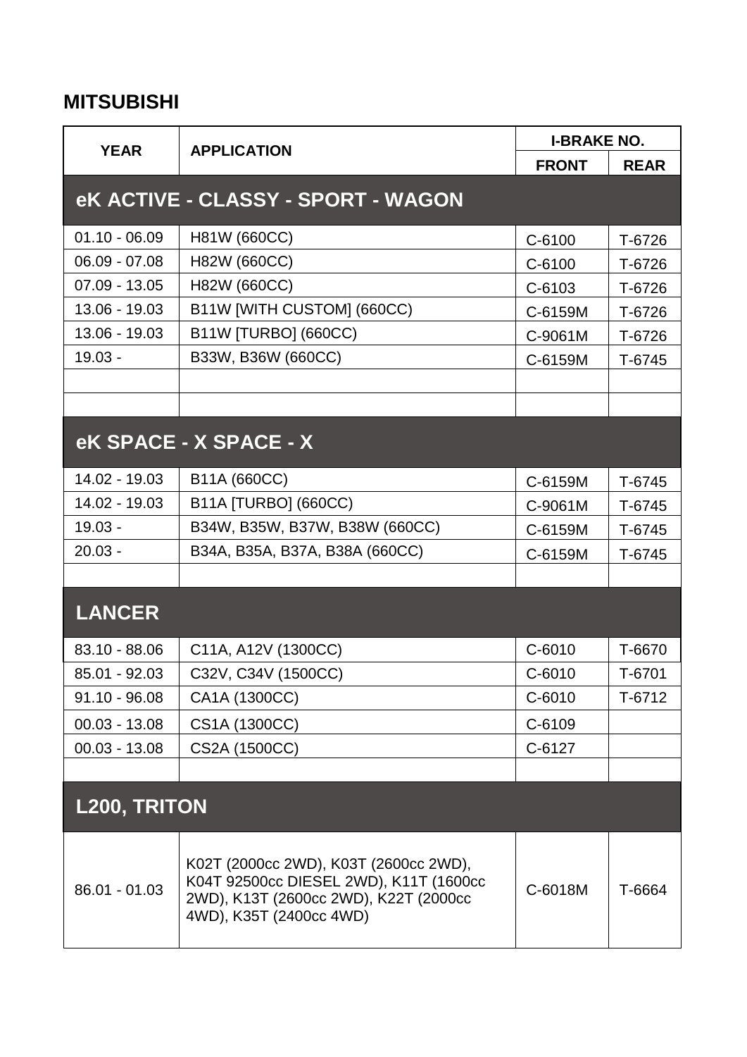## MITSUBISHI

| YEAR | APPLICATION | I-BRAKE NO. | |
|---|---|---|---|
| | | FRONT | REAR |
| **eK ACTIVE - CLASSY - SPORT - WAGON** | | | |
| 01.10 - 06.09 | H81W (660CC) | C-6100 | T-6726 |
| 06.09 - 07.08 | H82W (660CC) | C-6100 | T-6726 |
| 07.09 - 13.05 | H82W (660CC) | C-6103 | T-6726 |
| 13.06 - 19.03 | B11W [WITH CUSTOM] (660CC) | C-6159M | T-6726 |
| 13.06 - 19.03 | B11W [TURBO] (660CC) | C-9061M | T-6726 |
| 19.03 - | B33W, B36W (660CC) | C-6159M | T-6745 |
| | | | |
| | | | |
| **eK SPACE - X SPACE - X** | | | |
| 14.02 - 19.03 | B11A (660CC) | C-6159M | T-6745 |
| 14.02 - 19.03 | B11A [TURBO] (660CC) | C-9061M | T-6745 |
| 19.03 - | B34W, B35W, B37W, B38W (660CC) | C-6159M | T-6745 |
| 20.03 - | B34A, B35A, B37A, B38A (660CC) | C-6159M | T-6745 |
| | | | |
| **LANCER** | | | |
| 83.10 - 88.06 | C11A, A12V (1300CC) | C-6010 | T-6670 |
| 85.01 - 92.03 | C32V, C34V (1500CC) | C-6010 | T-6701 |
| 91.10 - 96.08 | CA1A (1300CC) | C-6010 | T-6712 |
| 00.03 - 13.08 | CS1A (1300CC) | C-6109 | |
| 00.03 - 13.08 | CS2A (1500CC) | C-6127 | |
| | | | |
| **L200, TRITON** | | | |
| 86.01 - 01.03 | K02T (2000cc 2WD), K03T (2600cc 2WD), K04T 92500cc DIESEL 2WD), K11T (1600cc 2WD), K13T (2600cc 2WD), K22T (2000cc 4WD), K35T (2400cc 4WD) | C-6018M | T-6664 |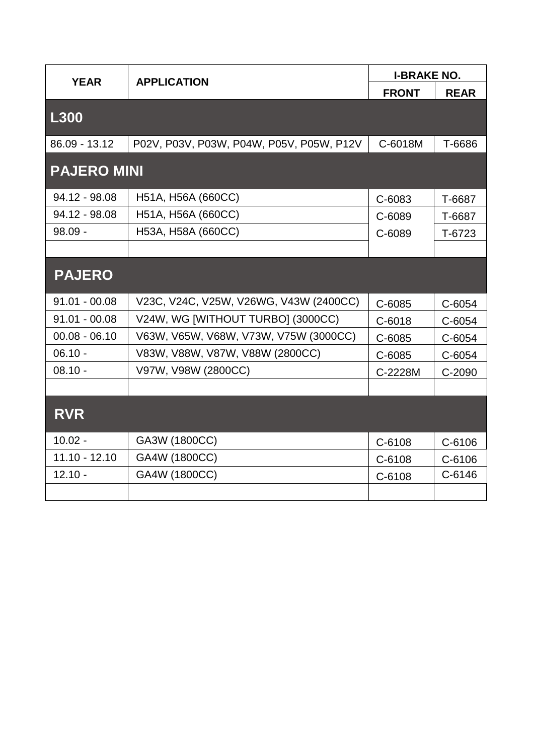| YEAR | APPLICATION | I-BRAKE NO. | |
|---|---|---|---|
| | | FRONT | REAR |
| **L300** | | | |
| 86.09 - 13.12 | P02V, P03V, P03W, P04W, P05V, P05W, P12V | C-6018M | T-6686 |
| **PAJERO MINI** | | | |
| 94.12 - 98.08 | H51A, H56A (660CC) | C-6083 | T-6687 |
| 94.12 - 98.08 | H51A, H56A (660CC) | C-6089 | T-6687 |
| 98.09 - | H53A, H58A (660CC) | C-6089 | T-6723 |
| | | | |
| **PAJERO** | | | |
| 91.01 - 00.08 | V23C, V24C, V25W, V26WG, V43W (2400CC) | C-6085 | C-6054 |
| 91.01 - 00.08 | V24W, WG [WITHOUT TURBO] (3000CC) | C-6018 | C-6054 |
| 00.08 - 06.10 | V63W, V65W, V68W, V73W, V75W (3000CC) | C-6085 | C-6054 |
| 06.10 - | V83W, V88W, V87W, V88W (2800CC) | C-6085 | C-6054 |
| 08.10 - | V97W, V98W (2800CC) | C-2228M | C-2090 |
| | | | |
| **RVR** | | | |
| 10.02 - | GA3W (1800CC) | C-6108 | C-6106 |
| 11.10 - 12.10 | GA4W (1800CC) | C-6108 | C-6106 |
| 12.10 - | GA4W (1800CC) | C-6108 | C-6146 |
| | | | |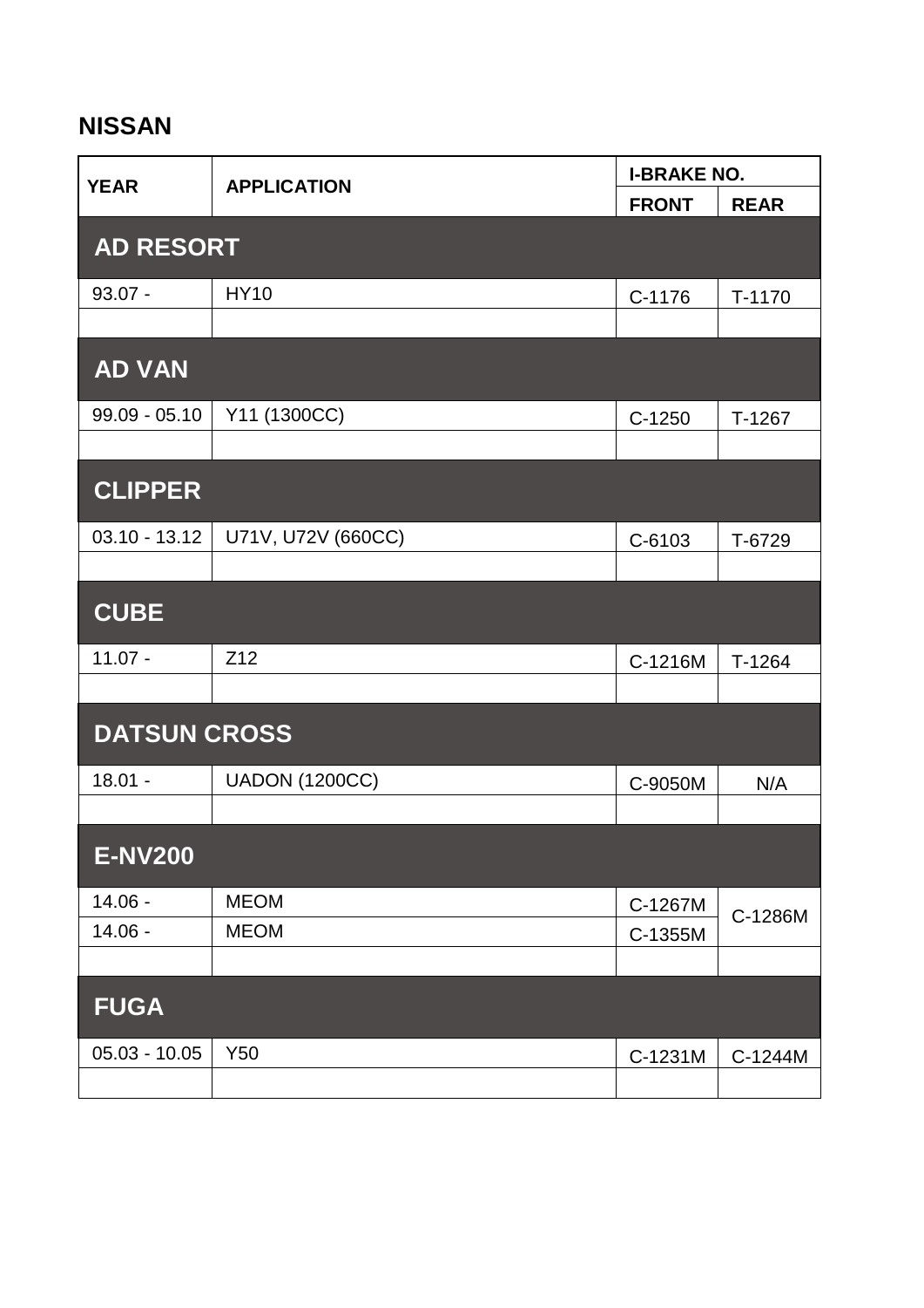## NISSAN

| YEAR | APPLICATION | I-BRAKE NO. | |
|---|---|---|---|
| | | FRONT | REAR |
| **AD RESORT** | | | |
| 93.07 - | HY10 | C-1176 | T-1170 |
| | | | |
| **AD VAN** | | | |
| 99.09 - 05.10 | Y11 (1300CC) | C-1250 | T-1267 |
| | | | |
| **CLIPPER** | | | |
| 03.10 - 13.12 | U71V, U72V (660CC) | C-6103 | T-6729 |
| | | | |
| **CUBE** | | | |
| 11.07 - | Z12 | C-1216M | T-1264 |
| | | | |
| **DATSUN CROSS** | | | |
| 18.01 - | UADON (1200CC) | C-9050M | N/A |
| | | | |
| **E-NV200** | | | |
| 14.06 - | MEOM | C-1267M | C-1286M |
| 14.06 - | MEOM | C-1355M | |
| | | | |
| **FUGA** | | | |
| 05.03 - 10.05 | Y50 | C-1231M | C-1244M |
| | | | |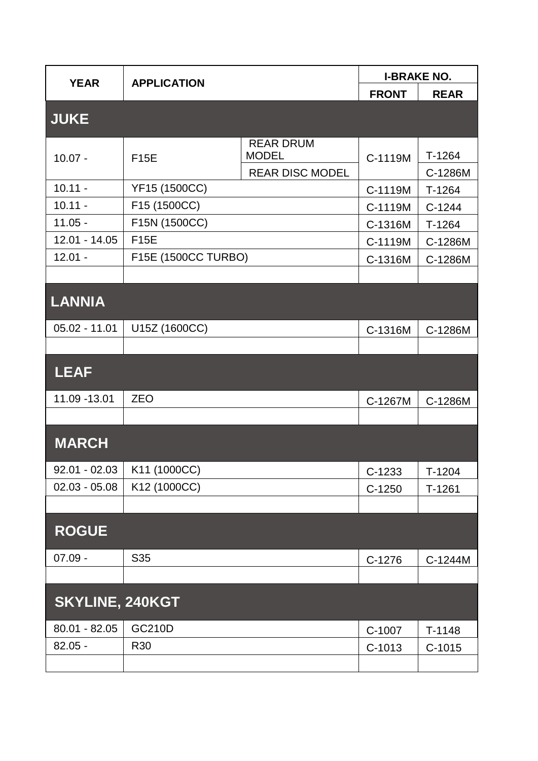| YEAR | APPLICATION | | I-BRAKE NO. | |
|---|---|---|---|---|
| | | | FRONT | REAR |
| **JUKE** | | | | |
| 10.07 - | F15E | REAR DRUM MODEL | C-1119M | T-1264 |
| | | REAR DISC MODEL | | C-1286M |
| 10.11 - | YF15 (1500CC) | | C-1119M | T-1264 |
| 10.11 - | F15 (1500CC) | | C-1119M | C-1244 |
| 11.05 - | F15N (1500CC) | | C-1316M | T-1264 |
| 12.01 - 14.05 | F15E | | C-1119M | C-1286M |
| 12.01 - | F15E (1500CC TURBO) | | C-1316M | C-1286M |
| | | | | |
| **LANNIA** | | | | |
| 05.02 - 11.01 | U15Z (1600CC) | | C-1316M | C-1286M |
| | | | | |
| **LEAF** | | | | |
| 11.09 -13.01 | ZEO | | C-1267M | C-1286M |
| | | | | |
| **MARCH** | | | | |
| 92.01 - 02.03 | K11 (1000CC) | | C-1233 | T-1204 |
| 02.03 - 05.08 | K12 (1000CC) | | C-1250 | T-1261 |
| | | | | |
| **ROGUE** | | | | |
| 07.09 - | S35 | | C-1276 | C-1244M |
| | | | | |
| **SKYLINE, 240KGT** | | | | |
| 80.01 - 82.05 | GC210D | | C-1007 | T-1148 |
| 82.05 - | R30 | | C-1013 | C-1015 |
| | | | | |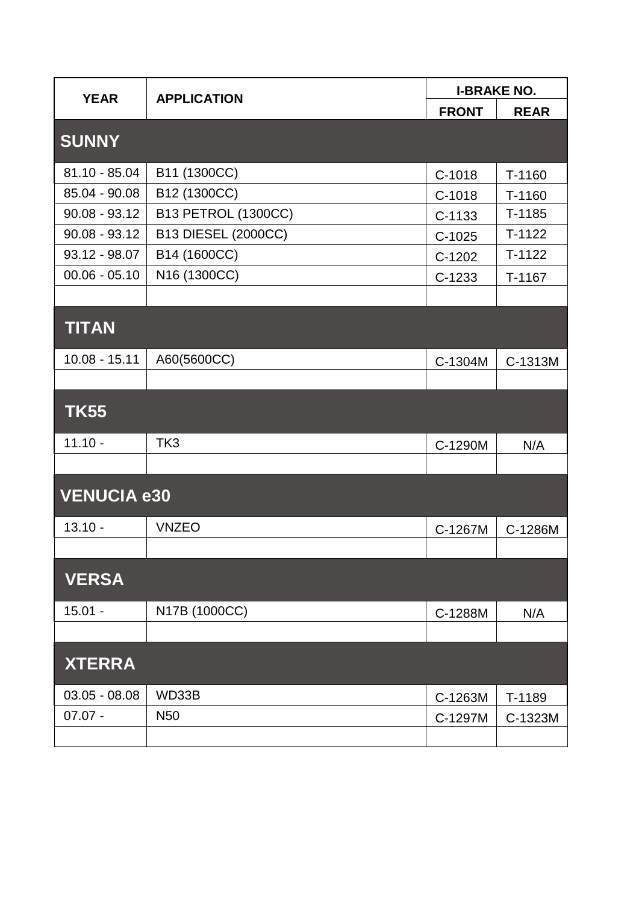| YEAR | APPLICATION | I-BRAKE NO. | |
|---|---|---|---|
| | | FRONT | REAR |
| **SUNNY** | | | |
| 81.10 - 85.04 | B11 (1300CC) | C-1018 | T-1160 |
| 85.04 - 90.08 | B12 (1300CC) | C-1018 | T-1160 |
| 90.08 - 93.12 | B13 PETROL (1300CC) | C-1133 | T-1185 |
| 90.08 - 93.12 | B13 DIESEL (2000CC) | C-1025 | T-1122 |
| 93.12 - 98.07 | B14 (1600CC) | C-1202 | T-1122 |
| 00.06 - 05.10 | N16 (1300CC) | C-1233 | T-1167 |
| | | | |
| **TITAN** | | | |
| 10.08 - 15.11 | A60(5600CC) | C-1304M | C-1313M |
| | | | |
| **TK55** | | | |
| 11.10 - | TK3 | C-1290M | N/A |
| | | | |
| **VENUCIA e30** | | | |
| 13.10 - | VNZEO | C-1267M | C-1286M |
| | | | |
| **VERSA** | | | |
| 15.01 - | N17B (1000CC) | C-1288M | N/A |
| | | | |
| **XTERRA** | | | |
| 03.05 - 08.08 | WD33B | C-1263M | T-1189 |
| 07.07 - | N50 | C-1297M | C-1323M |
| | | | |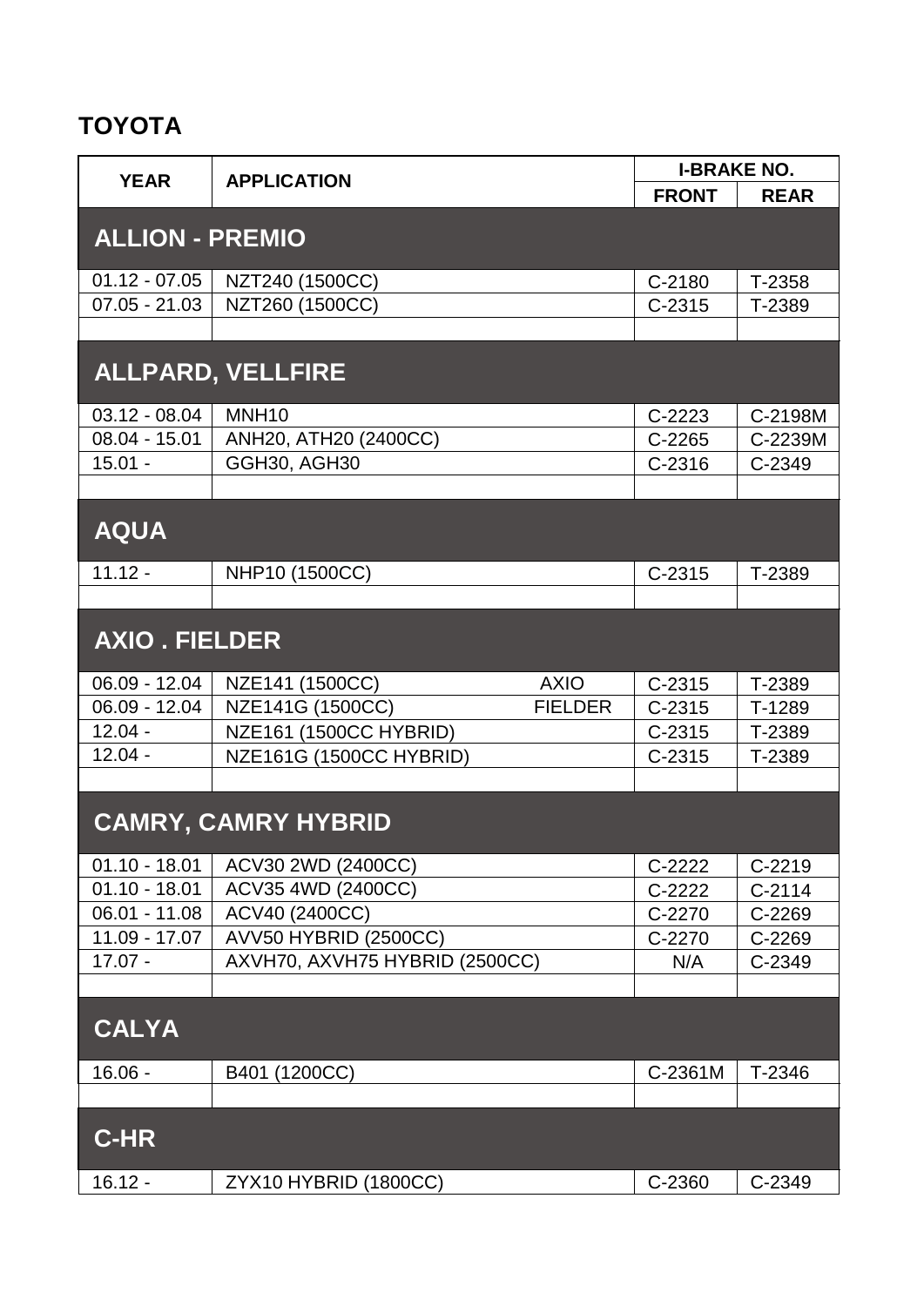## TOYOTA

| YEAR | APPLICATION | I-BRAKE NO. | |
|---|---|---|---|
| | | FRONT | REAR |
| **ALLION - PREMIO** | | | |
| 01.12 - 07.05 | NZT240 (1500CC) | C-2180 | T-2358 |
| 07.05 - 21.03 | NZT260 (1500CC) | C-2315 | T-2389 |
| | | | |
| **ALLPARD, VELLFIRE** | | | |
| 03.12 - 08.04 | MNH10 | C-2223 | C-2198M |
| 08.04 - 15.01 | ANH20, ATH20 (2400CC) | C-2265 | C-2239M |
| 15.01 - | GGH30, AGH30 | C-2316 | C-2349 |
| | | | |
| **AQUA** | | | |
| 11.12 - | NHP10 (1500CC) | C-2315 | T-2389 |
| | | | |
| **AXIO . FIELDER** | | | |
| 06.09 - 12.04 | NZE141 (1500CC) AXIO | C-2315 | T-2389 |
| 06.09 - 12.04 | NZE141G (1500CC) FIELDER | C-2315 | T-1289 |
| 12.04 - | NZE161 (1500CC HYBRID) | C-2315 | T-2389 |
| 12.04 - | NZE161G (1500CC HYBRID) | C-2315 | T-2389 |
| | | | |
| **CAMRY, CAMRY HYBRID** | | | |
| 01.10 - 18.01 | ACV30 2WD (2400CC) | C-2222 | C-2219 |
| 01.10 - 18.01 | ACV35 4WD (2400CC) | C-2222 | C-2114 |
| 06.01 - 11.08 | ACV40 (2400CC) | C-2270 | C-2269 |
| 11.09 - 17.07 | AVV50 HYBRID (2500CC) | C-2270 | C-2269 |
| 17.07 - | AXVH70, AXVH75 HYBRID (2500CC) | N/A | C-2349 |
| | | | |
| **CALYA** | | | |
| 16.06 - | B401 (1200CC) | C-2361M | T-2346 |
| | | | |
| **C-HR** | | | |
| 16.12 - | ZYX10 HYBRID (1800CC) | C-2360 | C-2349 |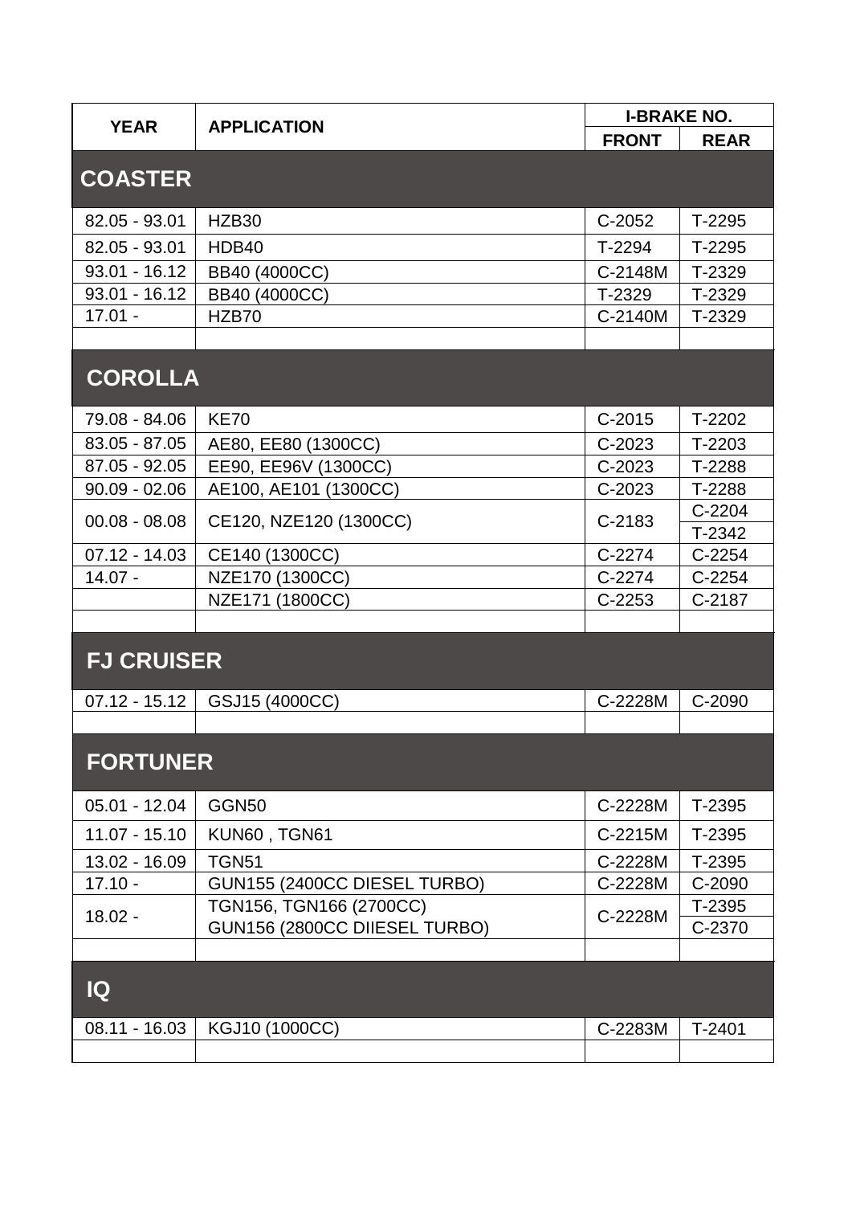| YEAR | APPLICATION | I-BRAKE NO. | |
|---|---|---|---|
| | | FRONT | REAR |
| **COASTER** | | | |
| 82.05 - 93.01 | HZB30 | C-2052 | T-2295 |
| 82.05 - 93.01 | HDB40 | T-2294 | T-2295 |
| 93.01 - 16.12 | BB40 (4000CC) | C-2148M | T-2329 |
| 93.01 - 16.12 | BB40 (4000CC) | T-2329 | T-2329 |
| 17.01 - | HZB70 | C-2140M | T-2329 |
| | | | |
| **COROLLA** | | | |
| 79.08 - 84.06 | KE70 | C-2015 | T-2202 |
| 83.05 - 87.05 | AE80, EE80 (1300CC) | C-2023 | T-2203 |
| 87.05 - 92.05 | EE90, EE96V (1300CC) | C-2023 | T-2288 |
| 90.09 - 02.06 | AE100, AE101 (1300CC) | C-2023 | T-2288 |
| 00.08 - 08.08 | CE120, NZE120 (1300CC) | C-2183 | C-2204 |
| | | | T-2342 |
| 07.12 - 14.03 | CE140 (1300CC) | C-2274 | C-2254 |
| 14.07 - | NZE170 (1300CC) | C-2274 | C-2254 |
| | NZE171 (1800CC) | C-2253 | C-2187 |
| | | | |
| **FJ CRUISER** | | | |
| 07.12 - 15.12 | GSJ15 (4000CC) | C-2228M | C-2090 |
| | | | |
| **FORTUNER** | | | |
| 05.01 - 12.04 | GGN50 | C-2228M | T-2395 |
| 11.07 - 15.10 | KUN60 , TGN61 | C-2215M | T-2395 |
| 13.02 - 16.09 | TGN51 | C-2228M | T-2395 |
| 17.10 - | GUN155 (2400CC DIESEL TURBO) | C-2228M | C-2090 |
| 18.02 - | TGN156, TGN166 (2700CC) | C-2228M | T-2395 |
| | GUN156 (2800CC DIIESEL TURBO) | | C-2370 |
| | | | |
| **IQ** | | | |
| 08.11 - 16.03 | KGJ10 (1000CC) | C-2283M | T-2401 |
| | | | |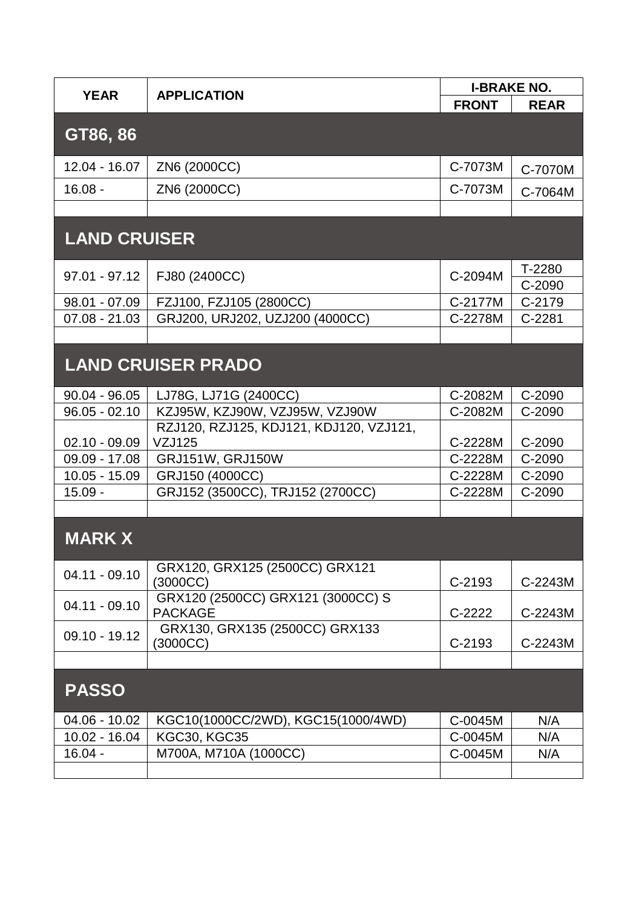| YEAR | APPLICATION | I-BRAKE NO. | |
|---|---|---|---|
| | | FRONT | REAR |
| **GT86, 86** | | | |
| 12.04 - 16.07 | ZN6 (2000CC) | C-7073M | C-7070M |
| 16.08 - | ZN6 (2000CC) | C-7073M | C-7064M |
| | | | |
| **LAND CRUISER** | | | |
| 97.01 - 97.12 | FJ80 (2400CC) | C-2094M | T-2280 |
| | | | C-2090 |
| 98.01 - 07.09 | FZJ100, FZJ105 (2800CC) | C-2177M | C-2179 |
| 07.08 - 21.03 | GRJ200, URJ202, UZJ200 (4000CC) | C-2278M | C-2281 |
| | | | |
| **LAND CRUISER PRADO** | | | |
| 90.04 - 96.05 | LJ78G, LJ71G (2400CC) | C-2082M | C-2090 |
| 96.05 - 02.10 | KZJ95W, KZJ90W, VZJ95W, VZJ90W | C-2082M | C-2090 |
| 02.10 - 09.09 | RZJ120, RZJ125, KDJ121, KDJ120, VZJ121, VZJ125 | C-2228M | C-2090 |
| 09.09 - 17.08 | GRJ151W, GRJ150W | C-2228M | C-2090 |
| 10.05 - 15.09 | GRJ150 (4000CC) | C-2228M | C-2090 |
| 15.09 - | GRJ152 (3500CC), TRJ152 (2700CC) | C-2228M | C-2090 |
| | | | |
| **MARK X** | | | |
| 04.11 - 09.10 | GRX120, GRX125 (2500CC) GRX121 (3000CC) | C-2193 | C-2243M |
| 04.11 - 09.10 | GRX120 (2500CC) GRX121 (3000CC) S PACKAGE | C-2222 | C-2243M |
| 09.10 - 19.12 | GRX130, GRX135 (2500CC) GRX133 (3000CC) | C-2193 | C-2243M |
| | | | |
| **PASSO** | | | |
| 04.06 - 10.02 | KGC10(1000CC/2WD), KGC15(1000/4WD) | C-0045M | N/A |
| 10.02 - 16.04 | KGC30, KGC35 | C-0045M | N/A |
| 16.04 - | M700A, M710A (1000CC) | C-0045M | N/A |
| | | | |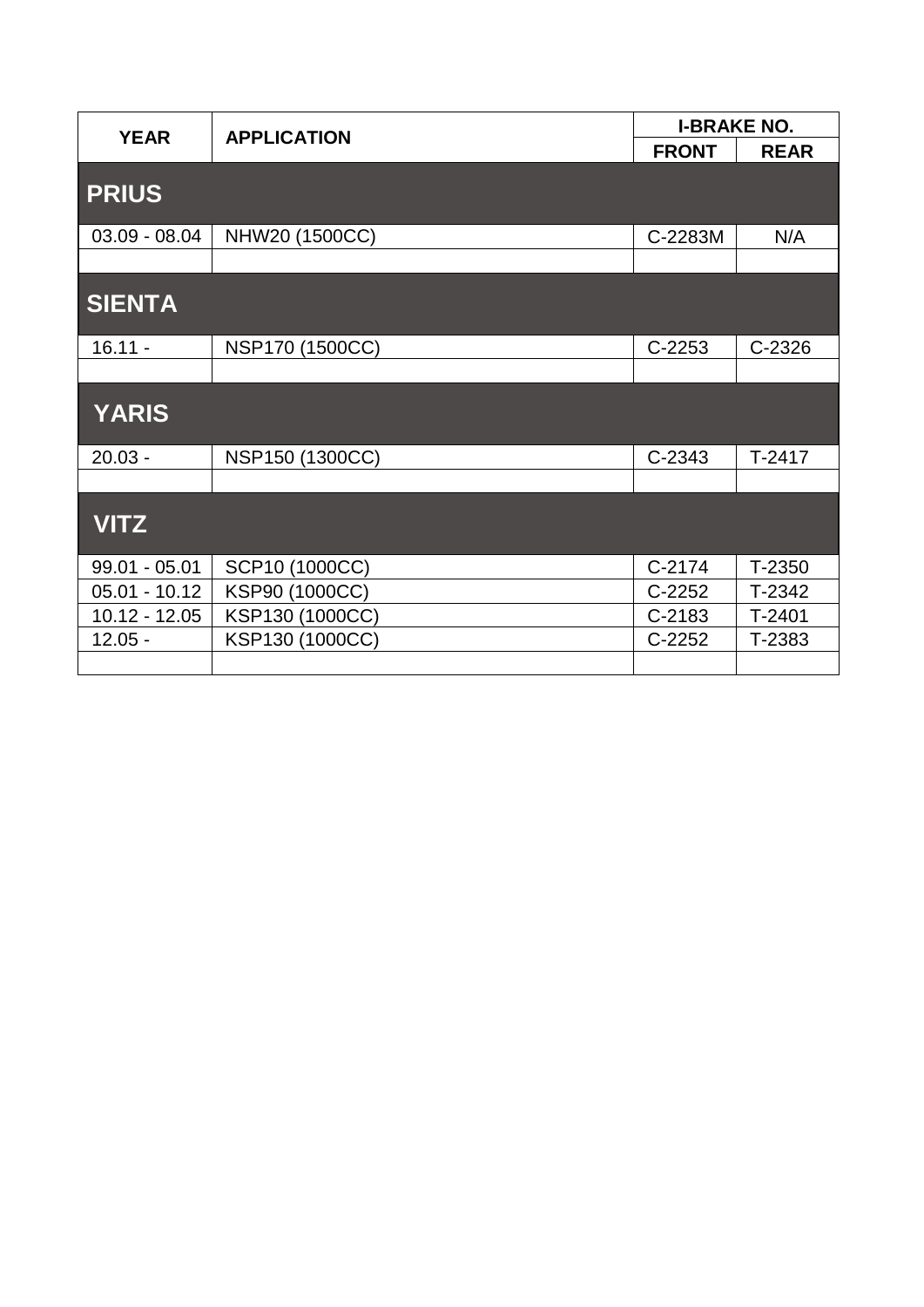| YEAR | APPLICATION | I-BRAKE NO. | |
|---|---|---|---|
| | | FRONT | REAR |
| **PRIUS** | | | |
| 03.09 - 08.04 | NHW20 (1500CC) | C-2283M | N/A |
| | | | |
| **SIENTA** | | | |
| 16.11 - | NSP170 (1500CC) | C-2253 | C-2326 |
| | | | |
| **YARIS** | | | |
| 20.03 - | NSP150 (1300CC) | C-2343 | T-2417 |
| | | | |
| **VITZ** | | | |
| 99.01 - 05.01 | SCP10 (1000CC) | C-2174 | T-2350 |
| 05.01 - 10.12 | KSP90 (1000CC) | C-2252 | T-2342 |
| 10.12 - 12.05 | KSP130 (1000CC) | C-2183 | T-2401 |
| 12.05 - | KSP130 (1000CC) | C-2252 | T-2383 |
| | | | |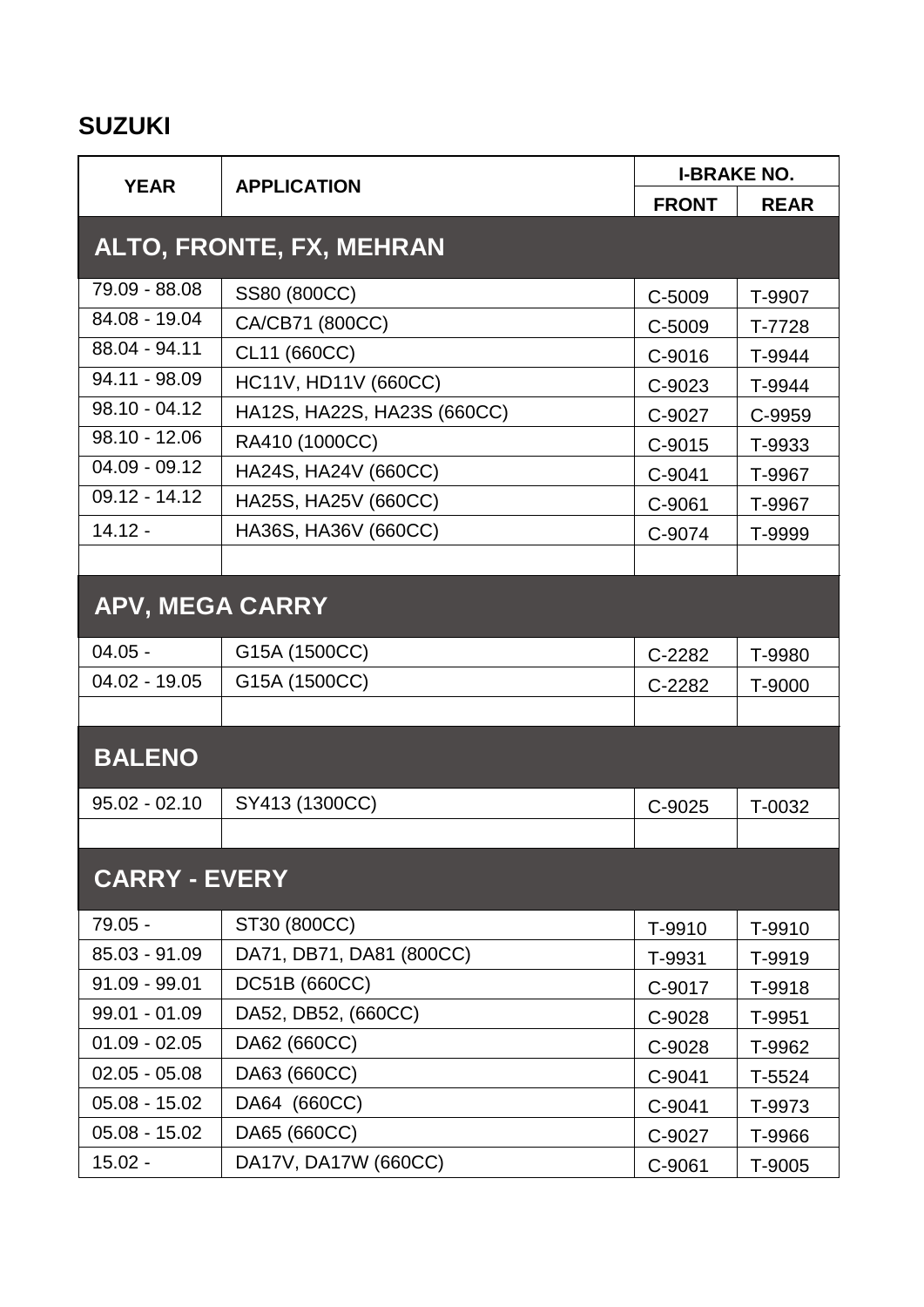## SUZUKI

| YEAR | APPLICATION | I-BRAKE NO. | |
|---|---|---|---|
| | | FRONT | REAR |
| **ALTO, FRONTE, FX, MEHRAN** | | | |
| 79.09 - 88.08 | SS80 (800CC) | C-5009 | T-9907 |
| 84.08 - 19.04 | CA/CB71 (800CC) | C-5009 | T-7728 |
| 88.04 - 94.11 | CL11 (660CC) | C-9016 | T-9944 |
| 94.11 - 98.09 | HC11V, HD11V (660CC) | C-9023 | T-9944 |
| 98.10 - 04.12 | HA12S, HA22S, HA23S (660CC) | C-9027 | C-9959 |
| 98.10 - 12.06 | RA410 (1000CC) | C-9015 | T-9933 |
| 04.09 - 09.12 | HA24S, HA24V (660CC) | C-9041 | T-9967 |
| 09.12 - 14.12 | HA25S, HA25V (660CC) | C-9061 | T-9967 |
| 14.12 - | HA36S, HA36V (660CC) | C-9074 | T-9999 |
| | | | |
| **APV, MEGA CARRY** | | | |
| 04.05 - | G15A (1500CC) | C-2282 | T-9980 |
| 04.02 - 19.05 | G15A (1500CC) | C-2282 | T-9000 |
| | | | |
| **BALENO** | | | |
| 95.02 - 02.10 | SY413 (1300CC) | C-9025 | T-0032 |
| | | | |
| **CARRY - EVERY** | | | |
| 79.05 - | ST30 (800CC) | T-9910 | T-9910 |
| 85.03 - 91.09 | DA71, DB71, DA81 (800CC) | T-9931 | T-9919 |
| 91.09 - 99.01 | DC51B (660CC) | C-9017 | T-9918 |
| 99.01 - 01.09 | DA52, DB52, (660CC) | C-9028 | T-9951 |
| 01.09 - 02.05 | DA62 (660CC) | C-9028 | T-9962 |
| 02.05 - 05.08 | DA63 (660CC) | C-9041 | T-5524 |
| 05.08 - 15.02 | DA64 (660CC) | C-9041 | T-9973 |
| 05.08 - 15.02 | DA65 (660CC) | C-9027 | T-9966 |
| 15.02 - | DA17V, DA17W (660CC) | C-9061 | T-9005 |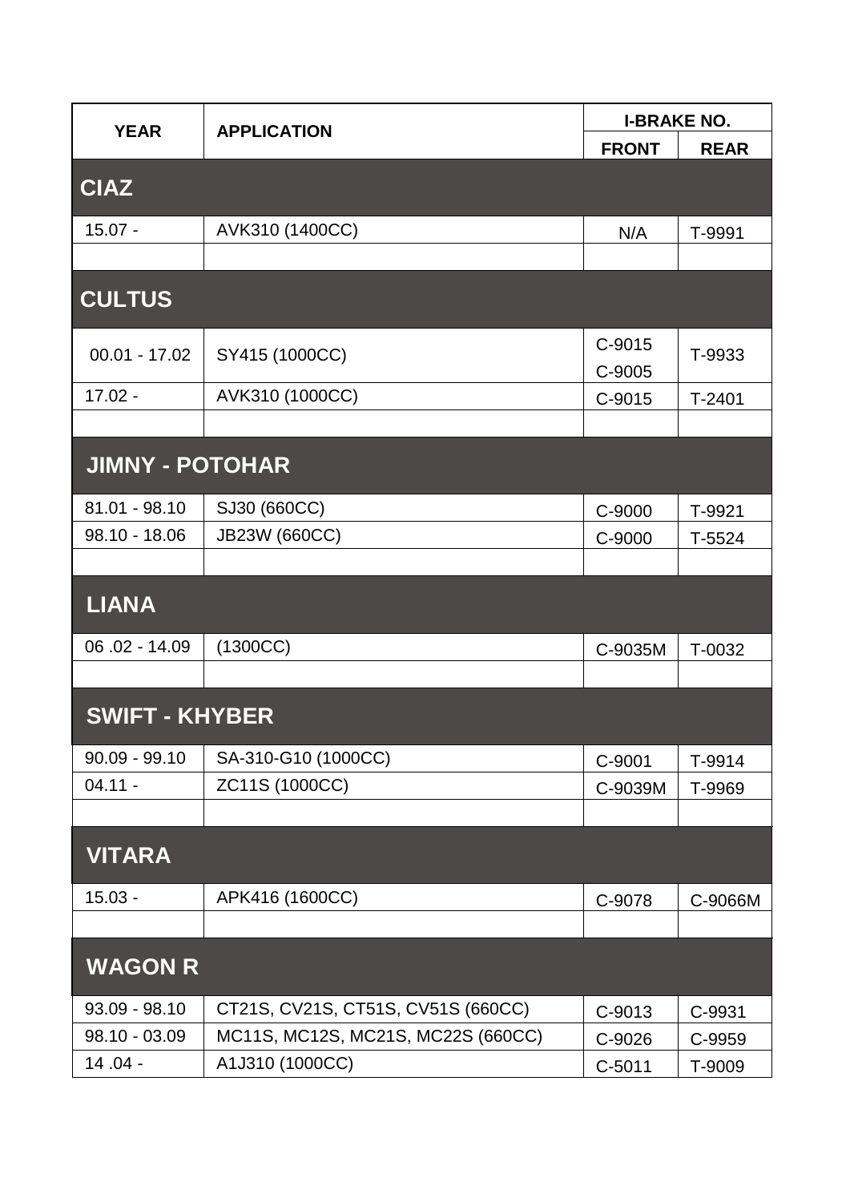| YEAR | APPLICATION | I-BRAKE NO. | |
|---|---|---|---|
| | | FRONT | REAR |
| **CIAZ** | | | |
| 15.07 - | AVK310 (1400CC) | N/A | T-9991 |
| | | | |
| **CULTUS** | | | |
| 00.01 - 17.02 | SY415 (1000CC) | C-9015<br>C-9005 | T-9933 |
| 17.02 - | AVK310 (1000CC) | C-9015 | T-2401 |
| | | | |
| **JIMNY - POTOHAR** | | | |
| 81.01 - 98.10 | SJ30 (660CC) | C-9000 | T-9921 |
| 98.10 - 18.06 | JB23W (660CC) | C-9000 | T-5524 |
| | | | |
| **LIANA** | | | |
| 06 .02 - 14.09 | (1300CC) | C-9035M | T-0032 |
| | | | |
| **SWIFT - KHYBER** | | | |
| 90.09 - 99.10 | SA-310-G10 (1000CC) | C-9001 | T-9914 |
| 04.11 - | ZC11S (1000CC) | C-9039M | T-9969 |
| | | | |
| **VITARA** | | | |
| 15.03 - | APK416 (1600CC) | C-9078 | C-9066M |
| | | | |
| **WAGON R** | | | |
| 93.09 - 98.10 | CT21S, CV21S, CT51S, CV51S (660CC) | C-9013 | C-9931 |
| 98.10 - 03.09 | MC11S, MC12S, MC21S, MC22S (660CC) | C-9026 | C-9959 |
| 14 .04 - | A1J310 (1000CC) | C-5011 | T-9009 |